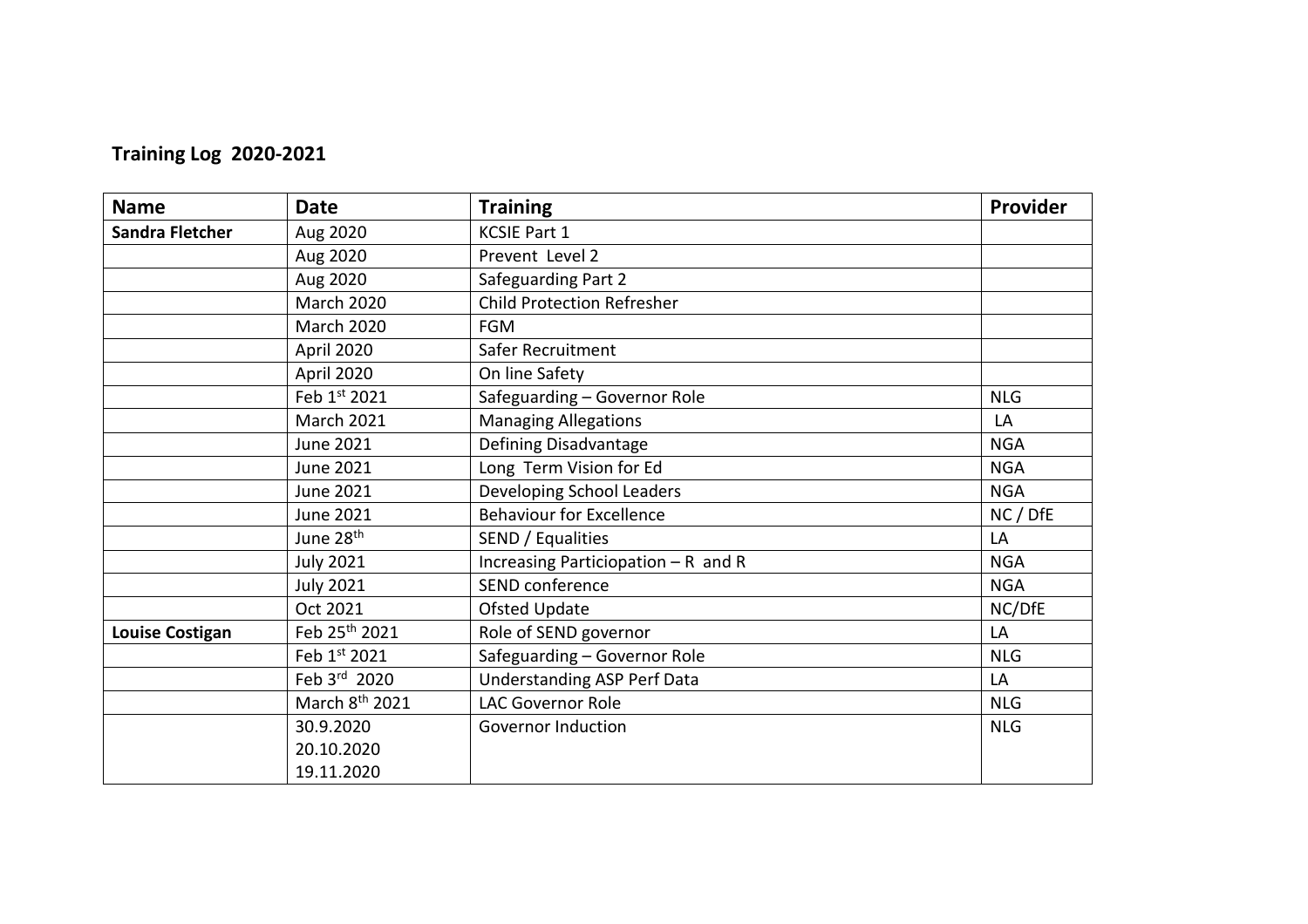**Training Log 2020-2021**

| Name | Date | Training | Provider |
|---|---|---|---|
| **Sandra Fletcher** | Aug 2020 | KCSIE Part 1 | |
| | Aug 2020 | Prevent Level 2 | |
| | Aug 2020 | Safeguarding Part 2 | |
| | March 2020 | Child Protection Refresher | |
| | March 2020 | FGM | |
| | April 2020 | Safer Recruitment | |
| | April 2020 | On line Safety | |
| | Feb 1st 2021 | Safeguarding – Governor Role | NLG |
| | March 2021 | Managing Allegations | LA |
| | June 2021 | Defining Disadvantage | NGA |
| | June 2021 | Long Term Vision for Ed | NGA |
| | June 2021 | Developing School Leaders | NGA |
| | June 2021 | Behaviour for Excellence | NC / DfE |
| | June 28th | SEND / Equalities | LA |
| | July 2021 | Increasing Particiopation – R and R | NGA |
| | July 2021 | SEND conference | NGA |
| | Oct 2021 | Ofsted Update | NC/DfE |
| **Louise Costigan** | Feb 25th 2021 | Role of SEND governor | LA |
| | Feb 1st 2021 | Safeguarding – Governor Role | NLG |
| | Feb 3rd 2020 | Understanding ASP Perf Data | LA |
| | March 8th 2021 | LAC Governor Role | NLG |
| | 30.9.2020<br>20.10.2020<br>19.11.2020 | Governor Induction | NLG |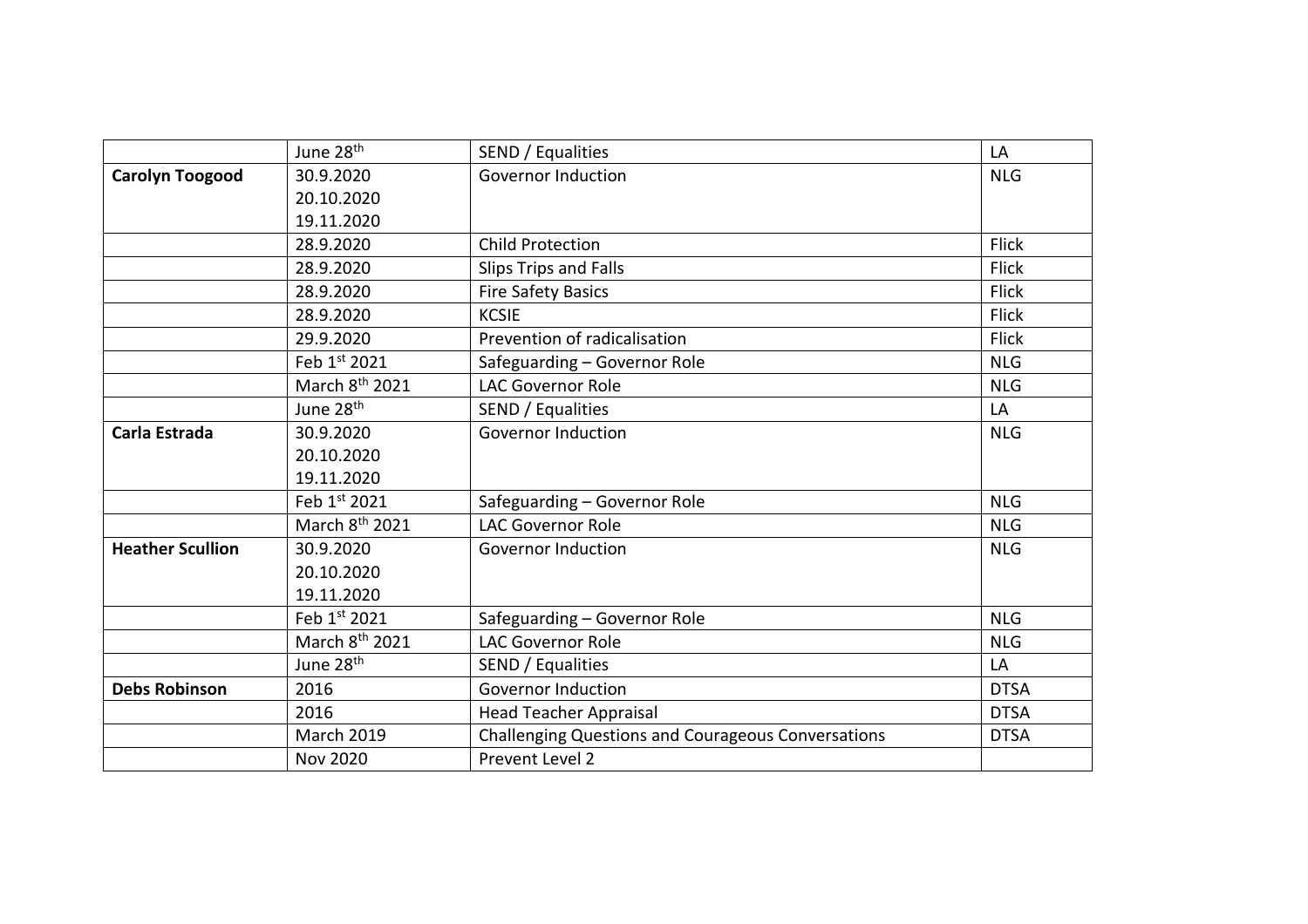| | | | |
|---|---|---|---|
| | June 28th | SEND / Equalities | LA |
| **Carolyn Toogood** | 30.9.2020<br>20.10.2020<br>19.11.2020 | Governor Induction | NLG |
| | 28.9.2020 | Child Protection | Flick |
| | 28.9.2020 | Slips Trips and Falls | Flick |
| | 28.9.2020 | Fire Safety Basics | Flick |
| | 28.9.2020 | KCSIE | Flick |
| | 29.9.2020 | Prevention of radicalisation | Flick |
| | Feb 1st 2021 | Safeguarding – Governor Role | NLG |
| | March 8th 2021 | LAC Governor Role | NLG |
| | June 28th | SEND / Equalities | LA |
| **Carla Estrada** | 30.9.2020<br>20.10.2020<br>19.11.2020 | Governor Induction | NLG |
| | Feb 1st 2021 | Safeguarding – Governor Role | NLG |
| | March 8th 2021 | LAC Governor Role | NLG |
| **Heather Scullion** | 30.9.2020<br>20.10.2020<br>19.11.2020 | Governor Induction | NLG |
| | Feb 1st 2021 | Safeguarding – Governor Role | NLG |
| | March 8th 2021 | LAC Governor Role | NLG |
| | June 28th | SEND / Equalities | LA |
| **Debs Robinson** | 2016 | Governor Induction | DTSA |
| | 2016 | Head Teacher Appraisal | DTSA |
| | March 2019 | Challenging Questions and Courageous Conversations | DTSA |
| | Nov 2020 | Prevent Level 2 | |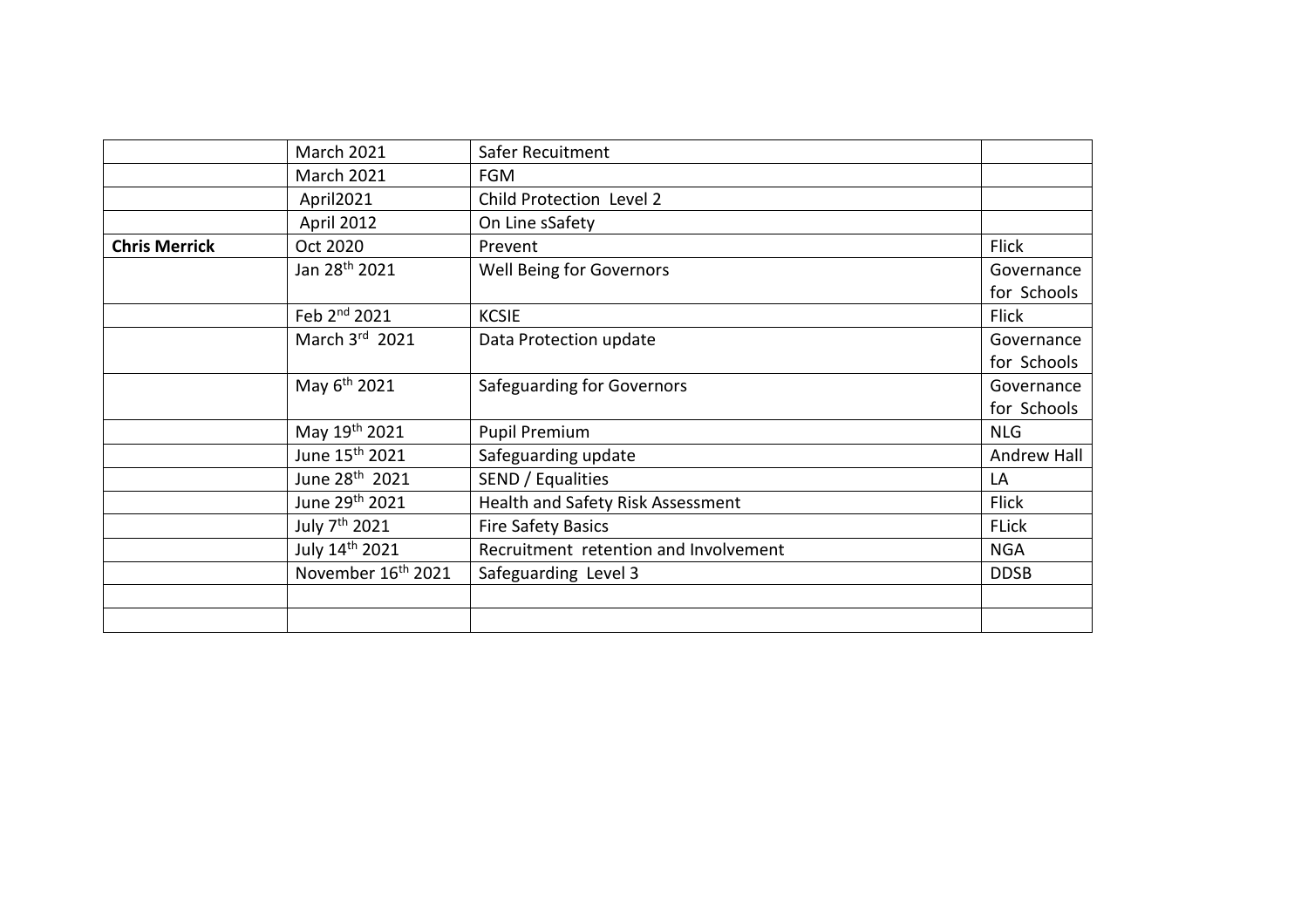| | | | |
|---|---|---|---|
| | March 2021 | Safer Recuitment | |
| | March 2021 | FGM | |
| | April2021 | Child Protection Level 2 | |
| | April 2012 | On Line sSafety | |
| **Chris Merrick** | Oct 2020 | Prevent | Flick |
| | Jan 28th 2021 | Well Being for Governors | Governance for Schools |
| | Feb 2nd 2021 | KCSIE | Flick |
| | March 3rd 2021 | Data Protection update | Governance for Schools |
| | May 6th 2021 | Safeguarding for Governors | Governance for Schools |
| | May 19th 2021 | Pupil Premium | NLG |
| | June 15th 2021 | Safeguarding update | Andrew Hall |
| | June 28th 2021 | SEND / Equalities | LA |
| | June 29th 2021 | Health and Safety Risk Assessment | Flick |
| | July 7th 2021 | Fire Safety Basics | FLick |
| | July 14th 2021 | Recruitment retention and Involvement | NGA |
| | November 16th 2021 | Safeguarding Level 3 | DDSB |
| | | | |
| | | | |